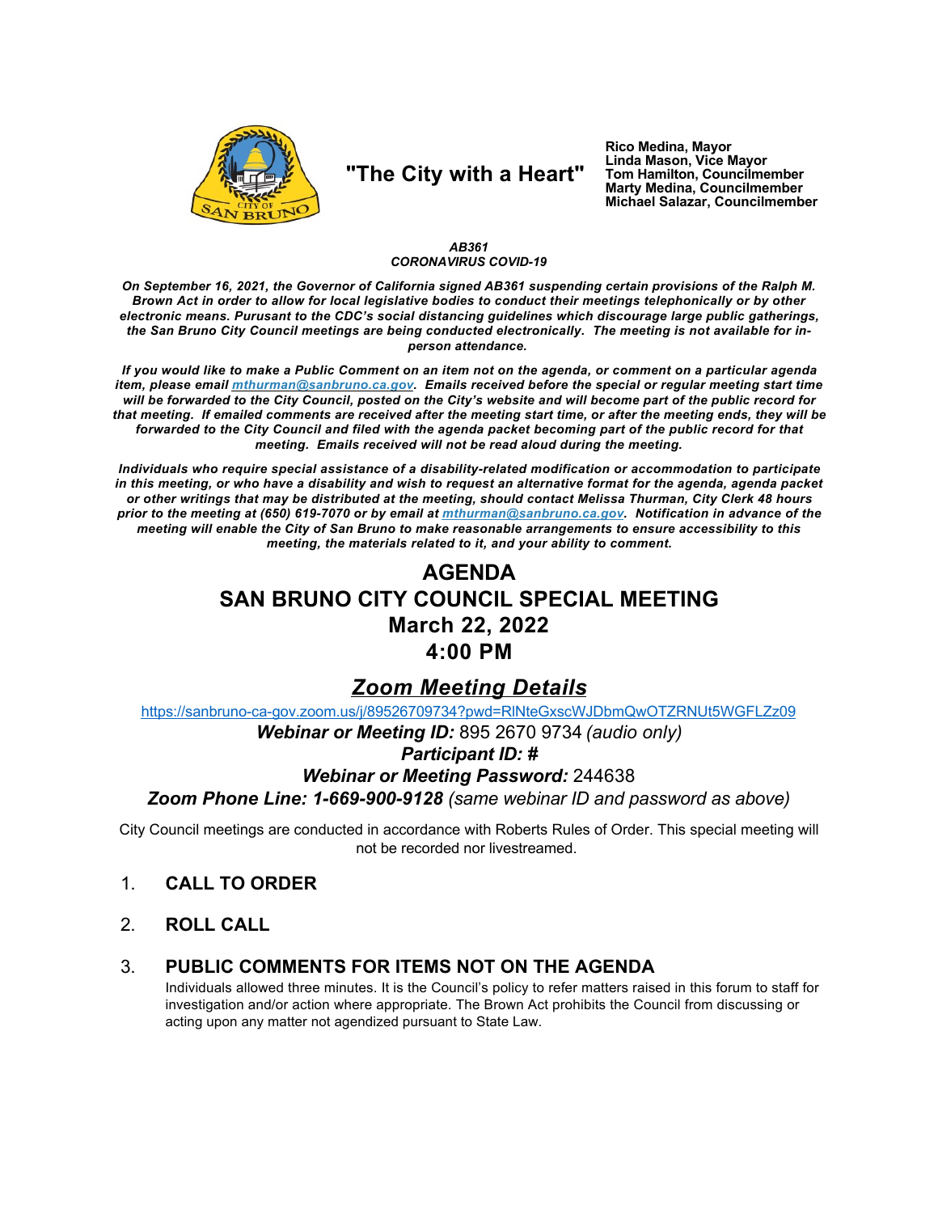**"The City with a Heart"**

**Rico Medina, Mayor**
**Linda Mason, Vice Mayor**
**Tom Hamilton, Councilmember**
**Marty Medina, Councilmember**
**Michael Salazar, Councilmember**

***AB361***
***CORONAVIRUS COVID-19***

***On September 16, 2021, the Governor of California signed AB361 suspending certain provisions of the Ralph M. Brown Act in order to allow for local legislative bodies to conduct their meetings telephonically or by other electronic means. Pursuant to the CDC's social distancing guidelines which discourage large public gatherings, the San Bruno City Council meetings are being conducted electronically. The meeting is not available for in-person attendance.***

***If you would like to make a Public Comment on an item not on the agenda, or comment on a particular agenda item, please email mthurman@sanbruno.ca.gov. Emails received before the special or regular meeting start time will be forwarded to the City Council, posted on the City's website and will become part of the public record for that meeting. If emailed comments are received after the meeting start time, or after the meeting ends, they will be forwarded to the City Council and filed with the agenda packet becoming part of the public record for that meeting. Emails received will not be read aloud during the meeting.***

***Individuals who require special assistance of a disability-related modification or accommodation to participate in this meeting, or who have a disability and wish to request an alternative format for the agenda, agenda packet or other writings that may be distributed at the meeting, should contact Melissa Thurman, City Clerk 48 hours prior to the meeting at (650) 619-7070 or by email at mthurman@sanbruno.ca.gov. Notification in advance of the meeting will enable the City of San Bruno to make reasonable arrangements to ensure accessibility to this meeting, the materials related to it, and your ability to comment.***

# AGENDA
# SAN BRUNO CITY COUNCIL SPECIAL MEETING
# March 22, 2022
# 4:00 PM

## *Zoom Meeting Details*

https://sanbruno-ca-gov.zoom.us/j/89526709734?pwd=RlNteGxscWJDbmQwOTZRNUt5WGFLZz09

***Webinar or Meeting ID:*** 895 2670 9734 *(audio only)*

***Participant ID: #***

***Webinar or Meeting Password:*** 244638

***Zoom Phone Line: 1-669-900-9128*** *(same webinar ID and password as above)*

City Council meetings are conducted in accordance with Roberts Rules of Order. This special meeting will not be recorded nor livestreamed.

1. **CALL TO ORDER**

2. **ROLL CALL**

3. **PUBLIC COMMENTS FOR ITEMS NOT ON THE AGENDA**

   Individuals allowed three minutes. It is the Council's policy to refer matters raised in this forum to staff for investigation and/or action where appropriate. The Brown Act prohibits the Council from discussing or acting upon any matter not agendized pursuant to State Law.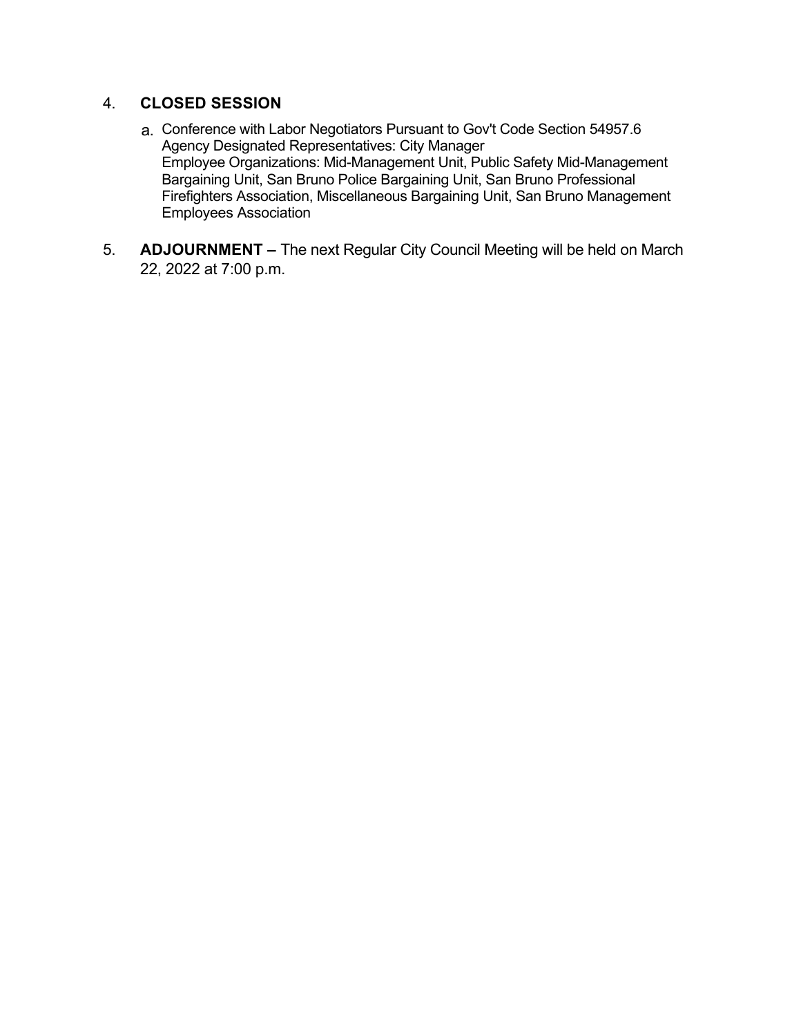4. **CLOSED SESSION**

   a. Conference with Labor Negotiators Pursuant to Gov't Code Section 54957.6
      Agency Designated Representatives: City Manager
      Employee Organizations: Mid-Management Unit, Public Safety Mid-Management Bargaining Unit, San Bruno Police Bargaining Unit, San Bruno Professional Firefighters Association, Miscellaneous Bargaining Unit, San Bruno Management Employees Association

5. **ADJOURNMENT –** The next Regular City Council Meeting will be held on March 22, 2022 at 7:00 p.m.